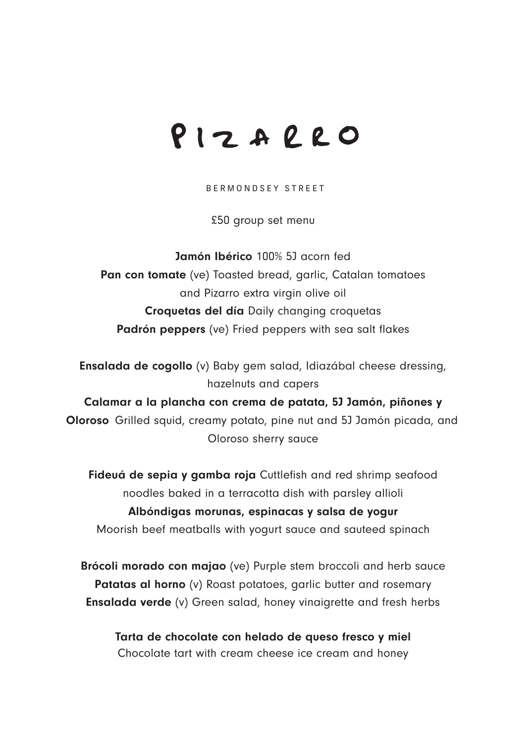# PIZARRO

BERMONDSEY STREET

£50 group set menu

**Jamón Ibérico** 100% 5J acorn fed
**Pan con tomate** (ve) Toasted bread, garlic, Catalan tomatoes and Pizarro extra virgin olive oil
**Croquetas del día** Daily changing croquetas
**Padrón peppers** (ve) Fried peppers with sea salt flakes

**Ensalada de cogollo** (v) Baby gem salad, Idiazábal cheese dressing, hazelnuts and capers
**Calamar a la plancha con crema de patata, 5J Jamón, piñones y Oloroso** Grilled squid, creamy potato, pine nut and 5J Jamón picada, and Oloroso sherry sauce

**Fideuá de sepia y gamba roja** Cuttlefish and red shrimp seafood noodles baked in a terracotta dish with parsley allioli
**Albóndigas morunas, espinacas y salsa de yogur**
Moorish beef meatballs with yogurt sauce and sauteed spinach

**Brócoli morado con majao** (ve) Purple stem broccoli and herb sauce
**Patatas al horno** (v) Roast potatoes, garlic butter and rosemary
**Ensalada verde** (v) Green salad, honey vinaigrette and fresh herbs

**Tarta de chocolate con helado de queso fresco y miel**
Chocolate tart with cream cheese ice cream and honey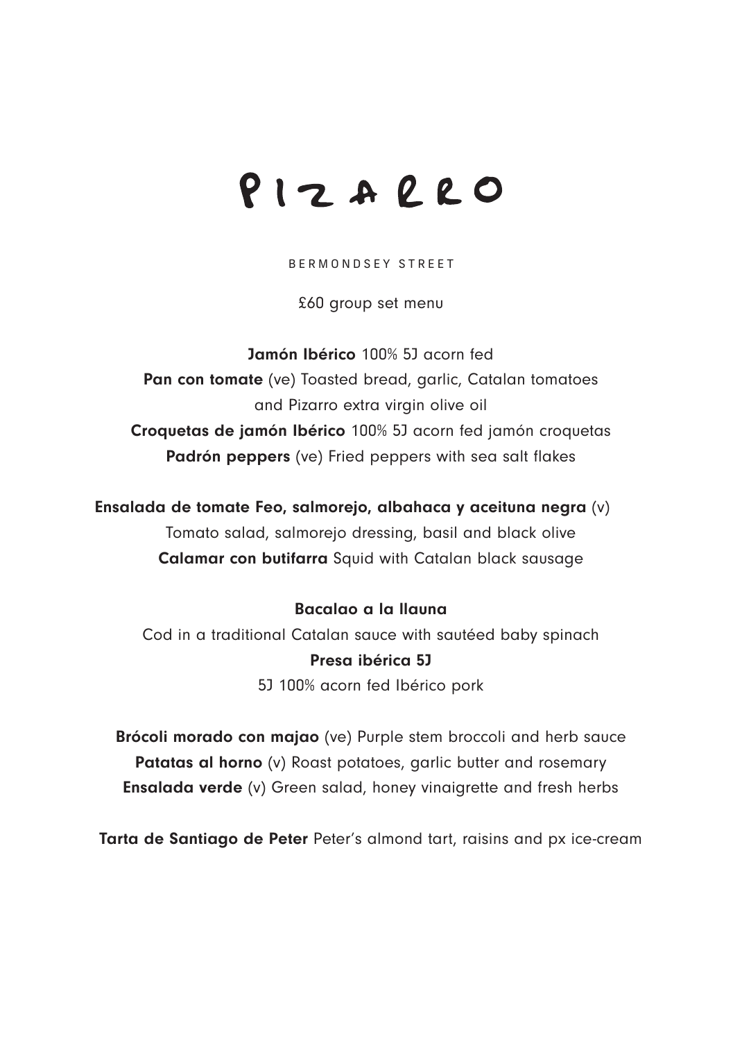# PIZARRO

BERMONDSEY STREET

£60 group set menu

**Jamón Ibérico** 100% 5J acorn fed
**Pan con tomate** (ve) Toasted bread, garlic, Catalan tomatoes and Pizarro extra virgin olive oil
**Croquetas de jamón Ibérico** 100% 5J acorn fed jamón croquetas
**Padrón peppers** (ve) Fried peppers with sea salt flakes

**Ensalada de tomate Feo, salmorejo, albahaca y aceituna negra** (v)
Tomato salad, salmorejo dressing, basil and black olive
**Calamar con butifarra** Squid with Catalan black sausage

**Bacalao a la llauna**
Cod in a traditional Catalan sauce with sautéed baby spinach
**Presa ibérica 5J**
5J 100% acorn fed Ibérico pork

**Brócoli morado con majao** (ve) Purple stem broccoli and herb sauce
**Patatas al horno** (v) Roast potatoes, garlic butter and rosemary
**Ensalada verde** (v) Green salad, honey vinaigrette and fresh herbs

**Tarta de Santiago de Peter** Peter's almond tart, raisins and px ice-cream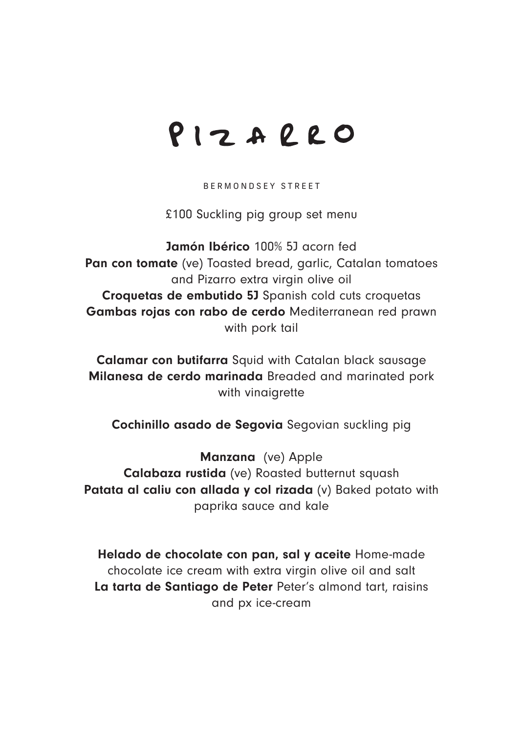# PIZARRO

BERMONDSEY STREET

£100 Suckling pig group set menu

**Jamón Ibérico** 100% 5J acorn fed
**Pan con tomate** (ve) Toasted bread, garlic, Catalan tomatoes and Pizarro extra virgin olive oil
**Croquetas de embutido 5J** Spanish cold cuts croquetas
**Gambas rojas con rabo de cerdo** Mediterranean red prawn with pork tail

**Calamar con butifarra** Squid with Catalan black sausage
**Milanesa de cerdo marinada** Breaded and marinated pork with vinaigrette

**Cochinillo asado de Segovia** Segovian suckling pig

**Manzana** (ve) Apple
**Calabaza rustida** (ve) Roasted butternut squash
**Patata al caliu con allada y col rizada** (v) Baked potato with paprika sauce and kale

**Helado de chocolate con pan, sal y aceite** Home-made chocolate ice cream with extra virgin olive oil and salt
**La tarta de Santiago de Peter** Peter's almond tart, raisins and px ice-cream